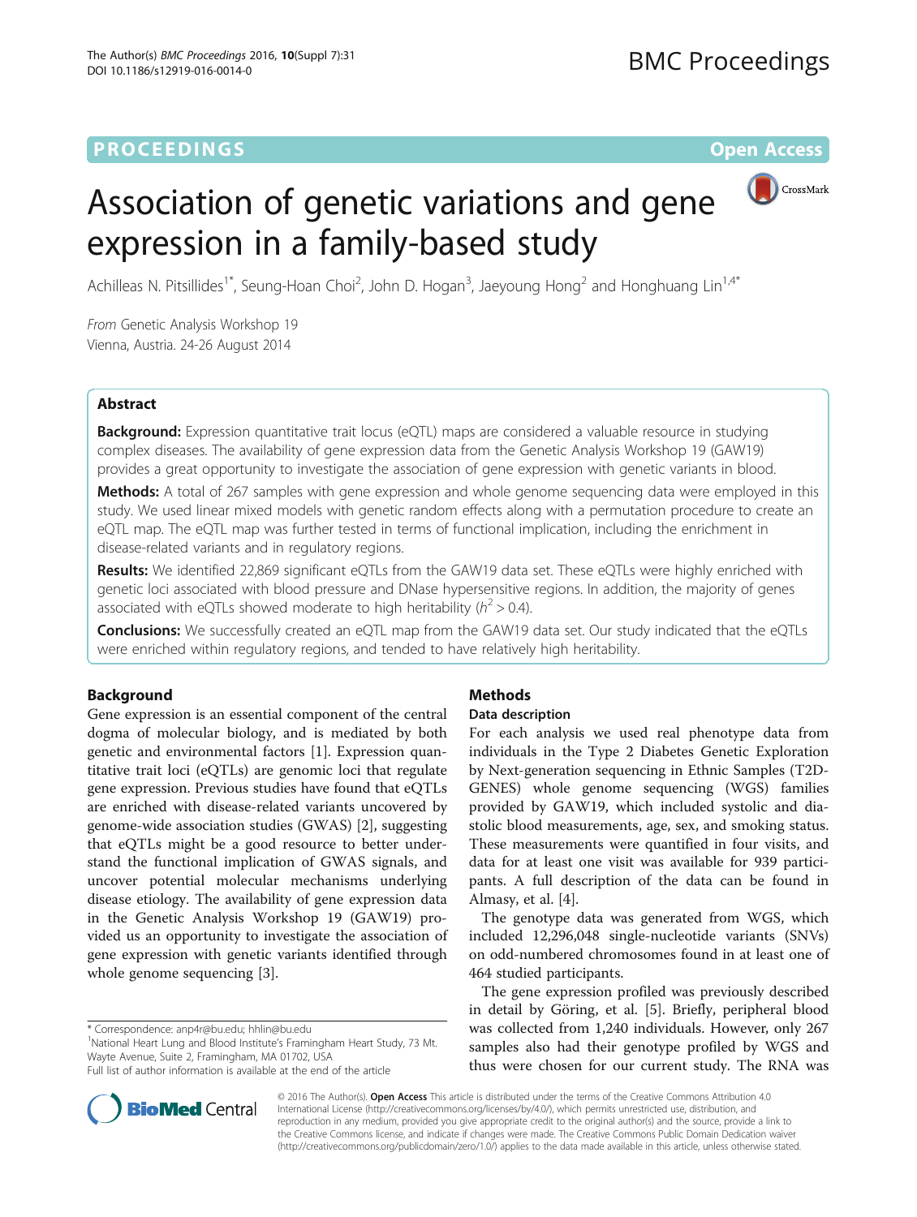# Association of genetic variations and gene expression in a family-based study

Achilleas N. Pitsillides[1*], Seung-Hoan Choi[2], John D. Hogan[3], Jaeyoung Hong[2] and Honghuang Lin[1,4*]

*From* Genetic Analysis Workshop 19
Vienna, Austria. 24-26 August 2014

## Abstract

**Background:** Expression quantitative trait locus (eQTL) maps are considered a valuable resource in studying complex diseases. The availability of gene expression data from the Genetic Analysis Workshop 19 (GAW19) provides a great opportunity to investigate the association of gene expression with genetic variants in blood.

**Methods:** A total of 267 samples with gene expression and whole genome sequencing data were employed in this study. We used linear mixed models with genetic random effects along with a permutation procedure to create an eQTL map. The eQTL map was further tested in terms of functional implication, including the enrichment in disease-related variants and in regulatory regions.

**Results:** We identified 22,869 significant eQTLs from the GAW19 data set. These eQTLs were highly enriched with genetic loci associated with blood pressure and DNase hypersensitive regions. In addition, the majority of genes associated with eQTLs showed moderate to high heritability ($h^2 > 0.4$).

**Conclusions:** We successfully created an eQTL map from the GAW19 data set. Our study indicated that the eQTLs were enriched within regulatory regions, and tended to have relatively high heritability.

## Background

Gene expression is an essential component of the central dogma of molecular biology, and is mediated by both genetic and environmental factors [1]. Expression quantitative trait loci (eQTLs) are genomic loci that regulate gene expression. Previous studies have found that eQTLs are enriched with disease-related variants uncovered by genome-wide association studies (GWAS) [2], suggesting that eQTLs might be a good resource to better understand the functional implication of GWAS signals, and uncover potential molecular mechanisms underlying disease etiology. The availability of gene expression data in the Genetic Analysis Workshop 19 (GAW19) provided us an opportunity to investigate the association of gene expression with genetic variants identified through whole genome sequencing [3].

## Methods

### Data description

For each analysis we used real phenotype data from individuals in the Type 2 Diabetes Genetic Exploration by Next-generation sequencing in Ethnic Samples (T2D-GENES) whole genome sequencing (WGS) families provided by GAW19, which included systolic and diastolic blood measurements, age, sex, and smoking status. These measurements were quantified in four visits, and data for at least one visit was available for 939 participants. A full description of the data can be found in Almasy, et al. [4].

The genotype data was generated from WGS, which included 12,296,048 single-nucleotide variants (SNVs) on odd-numbered chromosomes found in at least one of 464 studied participants.

The gene expression profiled was previously described in detail by Göring, et al. [5]. Briefly, peripheral blood was collected from 1,240 individuals. However, only 267 samples also had their genotype profiled by WGS and thus were chosen for our current study. The RNA was

\* Correspondence: anp4r@bu.edu; hhlin@bu.edu
[1]National Heart Lung and Blood Institute's Framingham Heart Study, 73 Mt. Wayte Avenue, Suite 2, Framingham, MA 01702, USA
Full list of author information is available at the end of the article

© 2016 The Author(s). **Open Access** This article is distributed under the terms of the Creative Commons Attribution 4.0 International License (http://creativecommons.org/licenses/by/4.0/), which permits unrestricted use, distribution, and reproduction in any medium, provided you give appropriate credit to the original author(s) and the source, provide a link to the Creative Commons license, and indicate if changes were made. The Creative Commons Public Domain Dedication waiver (http://creativecommons.org/publicdomain/zero/1.0/) applies to the data made available in this article, unless otherwise stated.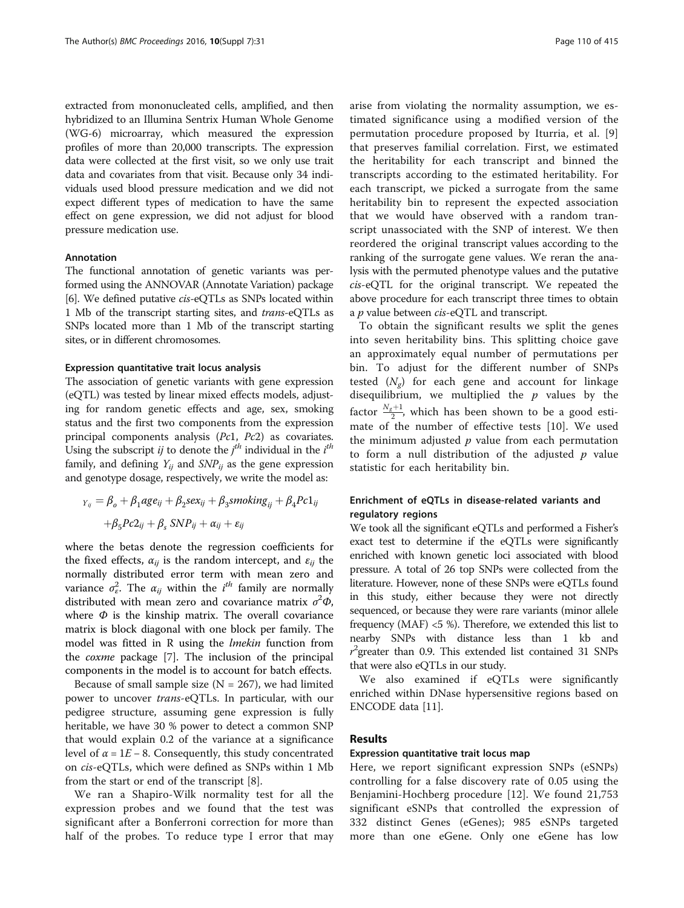extracted from mononucleated cells, amplified, and then hybridized to an Illumina Sentrix Human Whole Genome (WG-6) microarray, which measured the expression profiles of more than 20,000 transcripts. The expression data were collected at the first visit, so we only use trait data and covariates from that visit. Because only 34 individuals used blood pressure medication and we did not expect different types of medication to have the same effect on gene expression, we did not adjust for blood pressure medication use.

#### Annotation

The functional annotation of genetic variants was performed using the ANNOVAR (Annotate Variation) package [6]. We defined putative *cis*-eQTLs as SNPs located within 1 Mb of the transcript starting sites, and *trans*-eQTLs as SNPs located more than 1 Mb of the transcript starting sites, or in different chromosomes.

#### Expression quantitative trait locus analysis

The association of genetic variants with gene expression (eQTL) was tested by linear mixed effects models, adjusting for random genetic effects and age, sex, smoking status and the first two components from the expression principal components analysis (*Pc*1, *Pc*2) as covariates. Using the subscript *ij* to denote the $j^{th}$ individual in the $i^{th}$ family, and defining $Y_{ij}$ and $SNP_{ij}$ as the gene expression and genotype dosage, respectively, we write the model as:

$$Y_{ij} = \beta_o + \beta_1 age_{ij} + \beta_2 sex_{ij} + \beta_3 smoking_{ij} + \beta_4 Pc1_{ij} + \beta_5 Pc2_{ij} + \beta_s\, SNP_{ij} + \alpha_{ij} + \varepsilon_{ij}$$

where the betas denote the regression coefficients for the fixed effects, $\alpha_{ij}$ is the random intercept, and $\varepsilon_{ij}$ the normally distributed error term with mean zero and variance $\sigma_\varepsilon^2$. The $\alpha_{ij}$ within the $i^{th}$ family are normally distributed with mean zero and covariance matrix $\sigma^2\Phi$, where $\Phi$ is the kinship matrix. The overall covariance matrix is block diagonal with one block per family. The model was fitted in R using the *lmekin* function from the *coxme* package [7]. The inclusion of the principal components in the model is to account for batch effects.

Because of small sample size (N = 267), we had limited power to uncover *trans*-eQTLs. In particular, with our pedigree structure, assuming gene expression is fully heritable, we have 30 % power to detect a common SNP that would explain 0.2 of the variance at a significance level of $\alpha = 1E-8$. Consequently, this study concentrated on *cis*-eQTLs, which were defined as SNPs within 1 Mb from the start or end of the transcript [8].

We ran a Shapiro-Wilk normality test for all the expression probes and we found that the test was significant after a Bonferroni correction for more than half of the probes. To reduce type I error that may arise from violating the normality assumption, we estimated significance using a modified version of the permutation procedure proposed by Iturria, et al. [9] that preserves familial correlation. First, we estimated the heritability for each transcript and binned the transcripts according to the estimated heritability. For each transcript, we picked a surrogate from the same heritability bin to represent the expected association that we would have observed with a random transcript unassociated with the SNP of interest. We then reordered the original transcript values according to the ranking of the surrogate gene values. We reran the analysis with the permuted phenotype values and the putative *cis*-eQTL for the original transcript. We repeated the above procedure for each transcript three times to obtain a *p* value between *cis*-eQTL and transcript.

To obtain the significant results we split the genes into seven heritability bins. This splitting choice gave an approximately equal number of permutations per bin. To adjust for the different number of SNPs tested ($N_g$) for each gene and account for linkage disequilibrium, we multiplied the *p* values by the factor $\frac{N_g+1}{2}$, which has been shown to be a good estimate of the number of effective tests [10]. We used the minimum adjusted *p* value from each permutation to form a null distribution of the adjusted *p* value statistic for each heritability bin.

### Enrichment of eQTLs in disease-related variants and regulatory regions

We took all the significant eQTLs and performed a Fisher's exact test to determine if the eQTLs were significantly enriched with known genetic loci associated with blood pressure. A total of 26 top SNPs were collected from the literature. However, none of these SNPs were eQTLs found in this study, either because they were not directly sequenced, or because they were rare variants (minor allele frequency (MAF) <5 %). Therefore, we extended this list to nearby SNPs with distance less than 1 kb and $r^2$greater than 0.9. This extended list contained 31 SNPs that were also eQTLs in our study.

We also examined if eQTLs were significantly enriched within DNase hypersensitive regions based on ENCODE data [11].

## Results

#### Expression quantitative trait locus map

Here, we report significant expression SNPs (eSNPs) controlling for a false discovery rate of 0.05 using the Benjamini-Hochberg procedure [12]. We found 21,753 significant eSNPs that controlled the expression of 332 distinct Genes (eGenes); 985 eSNPs targeted more than one eGene. Only one eGene has low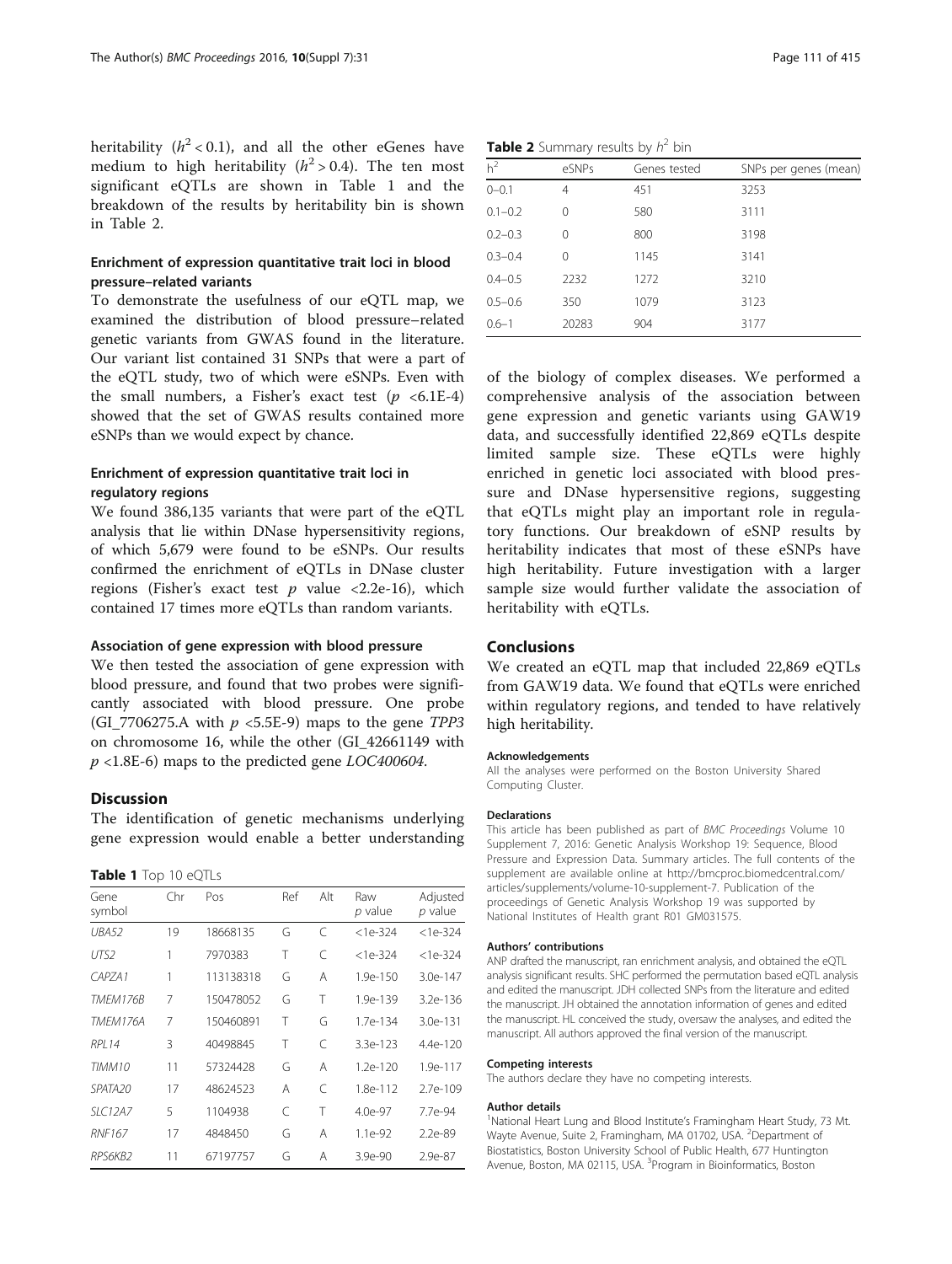heritability ($h^2 < 0.1$), and all the other eGenes have medium to high heritability ($h^2 > 0.4$). The ten most significant eQTLs are shown in Table 1 and the breakdown of the results by heritability bin is shown in Table 2.

### Enrichment of expression quantitative trait loci in blood pressure–related variants

To demonstrate the usefulness of our eQTL map, we examined the distribution of blood pressure–related genetic variants from GWAS found in the literature. Our variant list contained 31 SNPs that were a part of the eQTL study, two of which were eSNPs. Even with the small numbers, a Fisher's exact test ($p$ <6.1E-4) showed that the set of GWAS results contained more eSNPs than we would expect by chance.

### Enrichment of expression quantitative trait loci in regulatory regions

We found 386,135 variants that were part of the eQTL analysis that lie within DNase hypersensitivity regions, of which 5,679 were found to be eSNPs. Our results confirmed the enrichment of eQTLs in DNase cluster regions (Fisher's exact test $p$ value <2.2e-16), which contained 17 times more eQTLs than random variants.

#### Association of gene expression with blood pressure

We then tested the association of gene expression with blood pressure, and found that two probes were significantly associated with blood pressure. One probe (GI_7706275.A with $p$ <5.5E-9) maps to the gene *TPP3* on chromosome 16, while the other (GI_42661149 with $p$ <1.8E-6) maps to the predicted gene *LOC400604*.

## Discussion

The identification of genetic mechanisms underlying gene expression would enable a better understanding of the biology of complex diseases. We performed a comprehensive analysis of the association between gene expression and genetic variants using GAW19 data, and successfully identified 22,869 eQTLs despite limited sample size. These eQTLs were highly enriched in genetic loci associated with blood pressure and DNase hypersensitive regions, suggesting that eQTLs might play an important role in regulatory functions. Our breakdown of eSNP results by heritability indicates that most of these eSNPs have high heritability. Future investigation with a larger sample size would further validate the association of heritability with eQTLs.

**Table 1** Top 10 eQTLs

| Gene symbol | Chr | Pos | Ref | Alt | Raw $p$ value | Adjusted $p$ value |
|---|---|---|---|---|---|---|
| *UBA52* | 19 | 18668135 | G | C | <1e-324 | <1e-324 |
| *UTS2* | 1 | 7970383 | T | C | <1e-324 | <1e-324 |
| *CAPZA1* | 1 | 113138318 | G | A | 1.9e-150 | 3.0e-147 |
| *TMEM176B* | 7 | 150478052 | G | T | 1.9e-139 | 3.2e-136 |
| *TMEM176A* | 7 | 150460891 | T | G | 1.7e-134 | 3.0e-131 |
| *RPL14* | 3 | 40498845 | T | C | 3.3e-123 | 4.4e-120 |
| *TIMM10* | 11 | 57324428 | G | A | 1.2e-120 | 1.9e-117 |
| *SPATA20* | 17 | 48624523 | A | C | 1.8e-112 | 2.7e-109 |
| *SLC12A7* | 5 | 1104938 | C | T | 4.0e-97 | 7.7e-94 |
| *RNF167* | 17 | 4848450 | G | A | 1.1e-92 | 2.2e-89 |
| *RPS6KB2* | 11 | 67197757 | G | A | 3.9e-90 | 2.9e-87 |

**Table 2** Summary results by $h^2$ bin

| $h^2$ | eSNPs | Genes tested | SNPs per genes (mean) |
|---|---|---|---|
| 0–0.1 | 4 | 451 | 3253 |
| 0.1–0.2 | 0 | 580 | 3111 |
| 0.2–0.3 | 0 | 800 | 3198 |
| 0.3–0.4 | 0 | 1145 | 3141 |
| 0.4–0.5 | 2232 | 1272 | 3210 |
| 0.5–0.6 | 350 | 1079 | 3123 |
| 0.6–1 | 20283 | 904 | 3177 |

## Conclusions

We created an eQTL map that included 22,869 eQTLs from GAW19 data. We found that eQTLs were enriched within regulatory regions, and tended to have relatively high heritability.

#### Acknowledgements

All the analyses were performed on the Boston University Shared Computing Cluster.

#### Declarations

This article has been published as part of *BMC Proceedings* Volume 10 Supplement 7, 2016: Genetic Analysis Workshop 19: Sequence, Blood Pressure and Expression Data. Summary articles. The full contents of the supplement are available online at http://bmcproc.biomedcentral.com/articles/supplements/volume-10-supplement-7. Publication of the proceedings of Genetic Analysis Workshop 19 was supported by National Institutes of Health grant R01 GM031575.

#### Authors' contributions

ANP drafted the manuscript, ran enrichment analysis, and obtained the eQTL analysis significant results. SHC performed the permutation based eQTL analysis and edited the manuscript. JDH collected SNPs from the literature and edited the manuscript. JH obtained the annotation information of genes and edited the manuscript. HL conceived the study, oversaw the analyses, and edited the manuscript. All authors approved the final version of the manuscript.

#### Competing interests

The authors declare they have no competing interests.

#### Author details

[1]National Heart Lung and Blood Institute's Framingham Heart Study, 73 Mt. Wayte Avenue, Suite 2, Framingham, MA 01702, USA. [2]Department of Biostatistics, Boston University School of Public Health, 677 Huntington Avenue, Boston, MA 02115, USA. [3]Program in Bioinformatics, Boston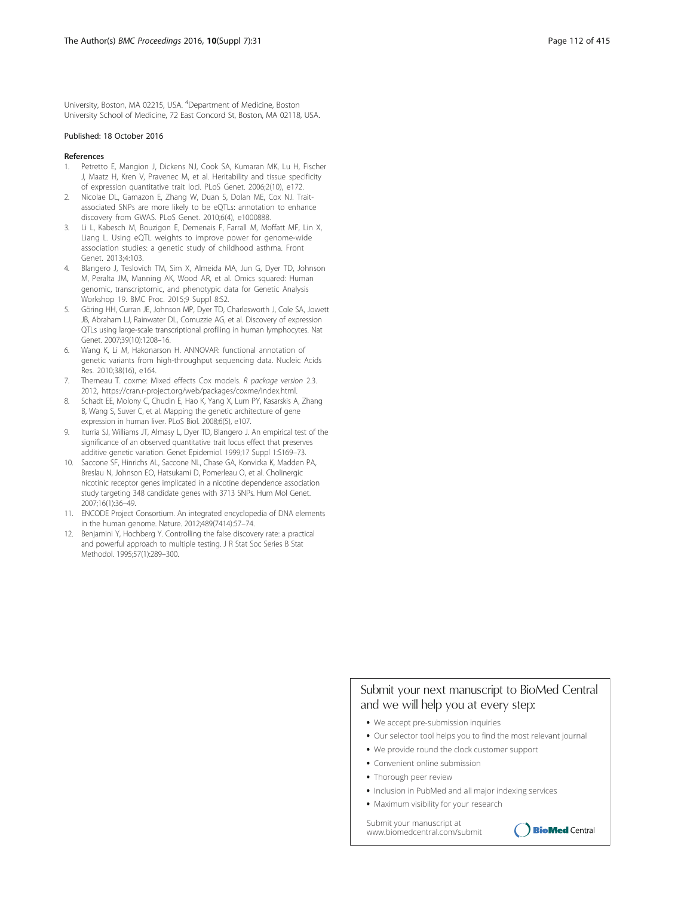University, Boston, MA 02215, USA. [4]Department of Medicine, Boston University School of Medicine, 72 East Concord St, Boston, MA 02118, USA.

Published: 18 October 2016

## References

1. Petretto E, Mangion J, Dickens NJ, Cook SA, Kumaran MK, Lu H, Fischer J, Maatz H, Kren V, Pravenec M, et al. Heritability and tissue specificity of expression quantitative trait loci. PLoS Genet. 2006;2(10), e172.
2. Nicolae DL, Gamazon E, Zhang W, Duan S, Dolan ME, Cox NJ. Trait-associated SNPs are more likely to be eQTLs: annotation to enhance discovery from GWAS. PLoS Genet. 2010;6(4), e1000888.
3. Li L, Kabesch M, Bouzigon E, Demenais F, Farrall M, Moffatt MF, Lin X, Liang L. Using eQTL weights to improve power for genome-wide association studies: a genetic study of childhood asthma. Front Genet. 2013;4:103.
4. Blangero J, Teslovich TM, Sim X, Almeida MA, Jun G, Dyer TD, Johnson M, Peralta JM, Manning AK, Wood AR, et al. Omics squared: Human genomic, transcriptomic, and phenotypic data for Genetic Analysis Workshop 19. BMC Proc. 2015;9 Suppl 8:S2.
5. Göring HH, Curran JE, Johnson MP, Dyer TD, Charlesworth J, Cole SA, Jowett JB, Abraham LJ, Rainwater DL, Comuzzie AG, et al. Discovery of expression QTLs using large-scale transcriptional profiling in human lymphocytes. Nat Genet. 2007;39(10):1208–16.
6. Wang K, Li M, Hakonarson H. ANNOVAR: functional annotation of genetic variants from high-throughput sequencing data. Nucleic Acids Res. 2010;38(16), e164.
7. Therneau T. coxme: Mixed effects Cox models. *R package version* 2.3. 2012, https://cran.r-project.org/web/packages/coxme/index.html.
8. Schadt EE, Molony C, Chudin E, Hao K, Yang X, Lum PY, Kasarskis A, Zhang B, Wang S, Suver C, et al. Mapping the genetic architecture of gene expression in human liver. PLoS Biol. 2008;6(5), e107.
9. Iturria SJ, Williams JT, Almasy L, Dyer TD, Blangero J. An empirical test of the significance of an observed quantitative trait locus effect that preserves additive genetic variation. Genet Epidemiol. 1999;17 Suppl 1:S169–73.
10. Saccone SF, Hinrichs AL, Saccone NL, Chase GA, Konvicka K, Madden PA, Breslau N, Johnson EO, Hatsukami D, Pomerleau O, et al. Cholinergic nicotinic receptor genes implicated in a nicotine dependence association study targeting 348 candidate genes with 3713 SNPs. Hum Mol Genet. 2007;16(1):36–49.
11. ENCODE Project Consortium. An integrated encyclopedia of DNA elements in the human genome. Nature. 2012;489(7414):57–74.
12. Benjamini Y, Hochberg Y. Controlling the false discovery rate: a practical and powerful approach to multiple testing. J R Stat Soc Series B Stat Methodol. 1995;57(1):289–300.

Submit your next manuscript to BioMed Central and we will help you at every step:

- We accept pre-submission inquiries
- Our selector tool helps you to find the most relevant journal
- We provide round the clock customer support
- Convenient online submission
- Thorough peer review
- Inclusion in PubMed and all major indexing services
- Maximum visibility for your research

Submit your manuscript at www.biomedcentral.com/submit